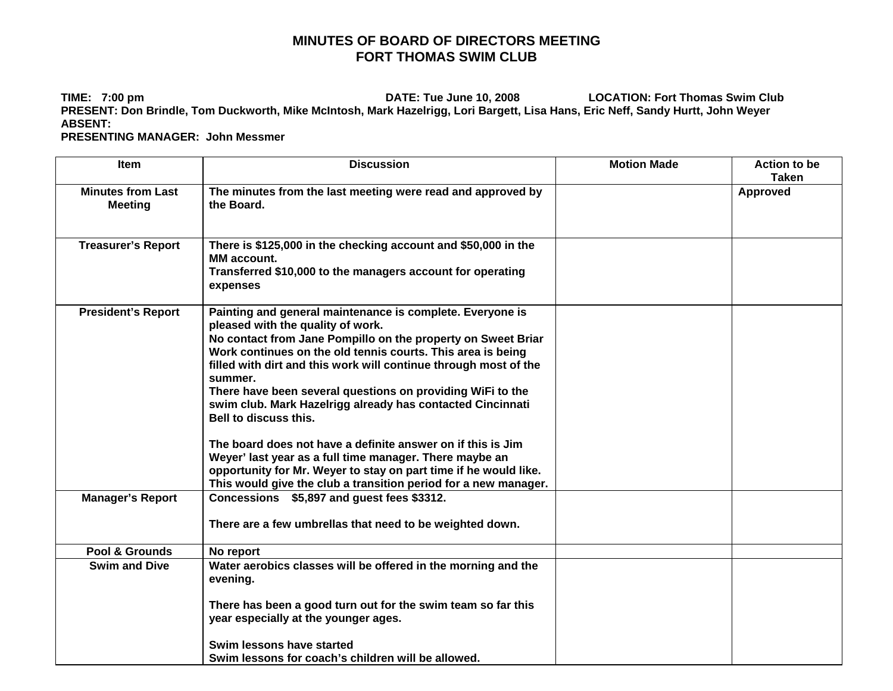# MINUTES OF BOARD OF DIRECTORS MEETING
# FORT THOMAS SWIM CLUB

**TIME:** 7:00 pm **DATE:** Tue June 10, 2008 **LOCATION:** Fort Thomas Swim Club
**PRESENT:** Don Brindle, Tom Duckworth, Mike McIntosh, Mark Hazelrigg, Lori Bargett, Lisa Hans, Eric Neff, Sandy Hurtt, John Weyer
**ABSENT:**
**PRESENTING MANAGER:** John Messmer

| Item | Discussion | Motion Made | Action to be Taken |
|---|---|---|---|
| Minutes from Last Meeting | The minutes from the last meeting were read and approved by the Board. | | Approved |
| Treasurer's Report | There is $125,000 in the checking account and $50,000 in the MM account.<br>Transferred $10,000 to the managers account for operating expenses | | |
| President's Report | Painting and general maintenance is complete. Everyone is pleased with the quality of work.<br>No contact from Jane Pompillo on the property on Sweet Briar<br>Work continues on the old tennis courts. This area is being filled with dirt and this work will continue through most of the summer.<br>There have been several questions on providing WiFi to the swim club. Mark Hazelrigg already has contacted Cincinnati Bell to discuss this.<br><br>The board does not have a definite answer on if this is Jim Weyer' last year as a full time manager. There maybe an opportunity for Mr. Weyer to stay on part time if he would like. This would give the club a transition period for a new manager. | | |
| Manager's Report | Concessions $5,897 and guest fees $3312.<br><br>There are a few umbrellas that need to be weighted down. | | |
| Pool & Grounds | No report | | |
| Swim and Dive | Water aerobics classes will be offered in the morning and the evening.<br><br>There has been a good turn out for the swim team so far this year especially at the younger ages.<br><br>Swim lessons have started<br>Swim lessons for coach's children will be allowed. | | |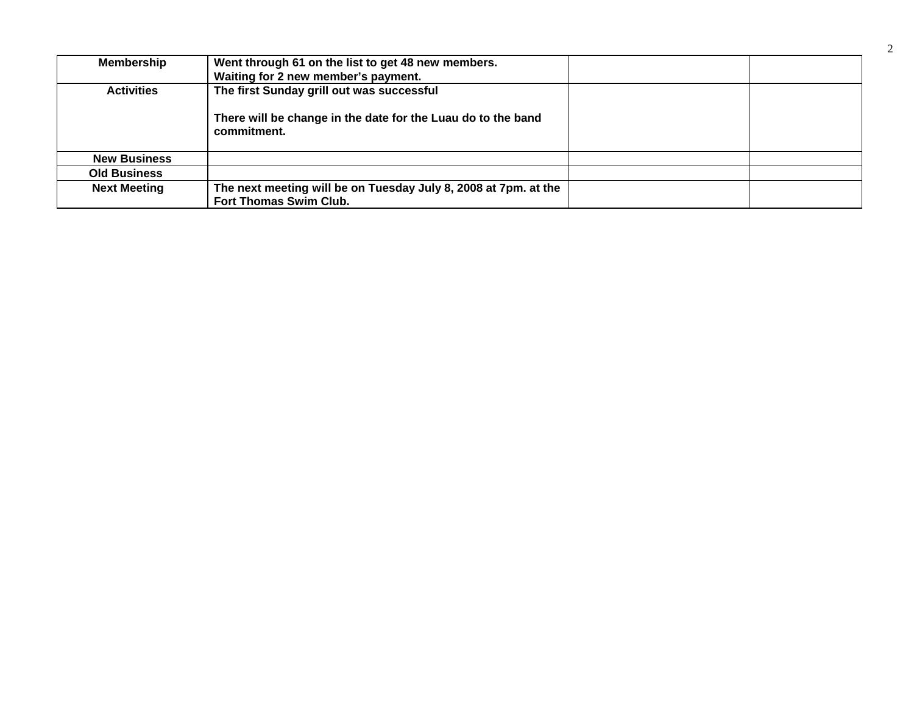| | | | |
|---|---|---|---|
| **Membership** | **Went through 61 on the list to get 48 new members.**<br>**Waiting for 2 new member's payment.** | | |
| **Activities** | **The first Sunday grill out was successful**<br><br>**There will be change in the date for the Luau do to the band commitment.** | | |
| **New Business** | | | |
| **Old Business** | | | |
| **Next Meeting** | **The next meeting will be on Tuesday July 8, 2008 at 7pm. at the Fort Thomas Swim Club.** | | |